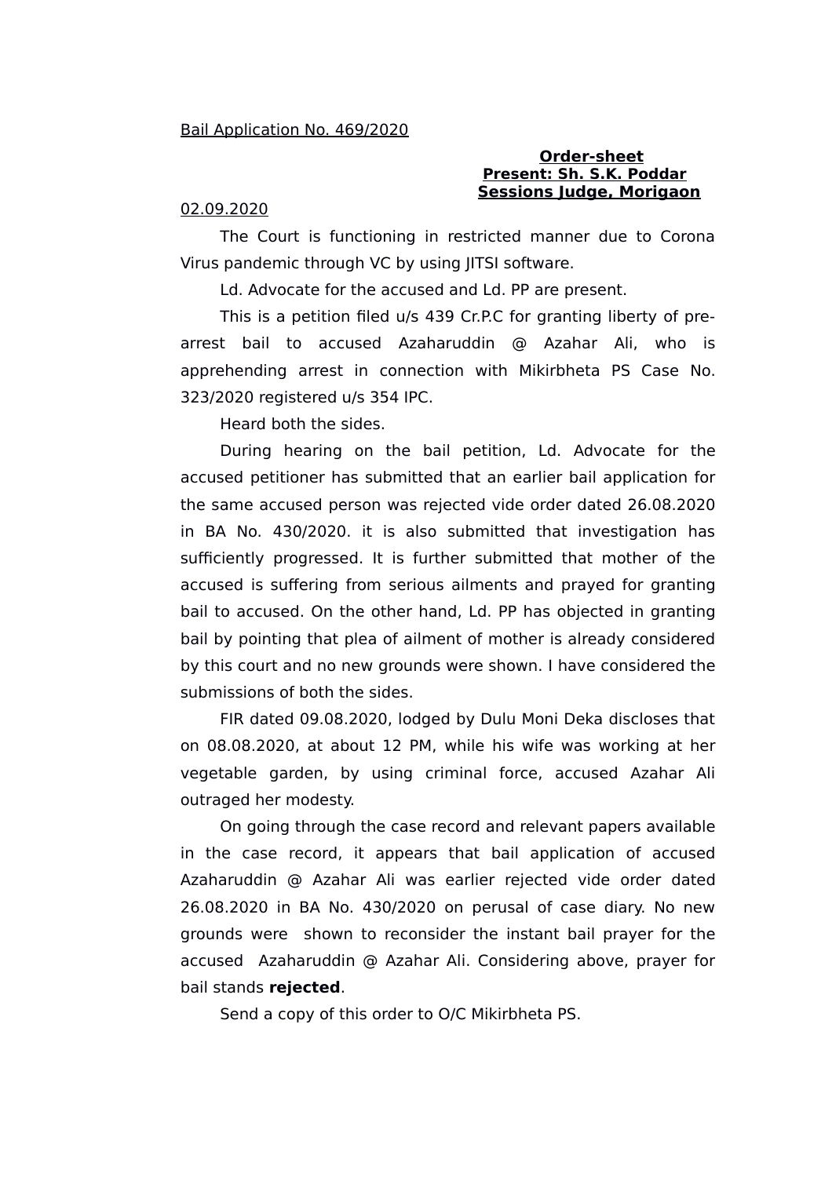Bail Application No. 469/2020

**Order-sheet**
**Present: Sh. S.K. Poddar**
**Sessions Judge, Morigaon**

02.09.2020

The Court is functioning in restricted manner due to Corona Virus pandemic through VC by using JITSI software.

Ld. Advocate for the accused and Ld. PP are present.

This is a petition filed u/s 439 Cr.P.C for granting liberty of pre-arrest bail to accused Azaharuddin @ Azahar Ali, who is apprehending arrest in connection with Mikirbheta PS Case No. 323/2020 registered u/s 354 IPC.

Heard both the sides.

During hearing on the bail petition, Ld. Advocate for the accused petitioner has submitted that an earlier bail application for the same accused person was rejected vide order dated 26.08.2020 in BA No. 430/2020. it is also submitted that investigation has sufficiently progressed. It is further submitted that mother of the accused is suffering from serious ailments and prayed for granting bail to accused. On the other hand, Ld. PP has objected in granting bail by pointing that plea of ailment of mother is already considered by this court and no new grounds were shown. I have considered the submissions of both the sides.

FIR dated 09.08.2020, lodged by Dulu Moni Deka discloses that on 08.08.2020, at about 12 PM, while his wife was working at her vegetable garden, by using criminal force, accused Azahar Ali outraged her modesty.

On going through the case record and relevant papers available in the case record, it appears that bail application of accused Azaharuddin @ Azahar Ali was earlier rejected vide order dated 26.08.2020 in BA No. 430/2020 on perusal of case diary. No new grounds were shown to reconsider the instant bail prayer for the accused Azaharuddin @ Azahar Ali. Considering above, prayer for bail stands **rejected**.

Send a copy of this order to O/C Mikirbheta PS.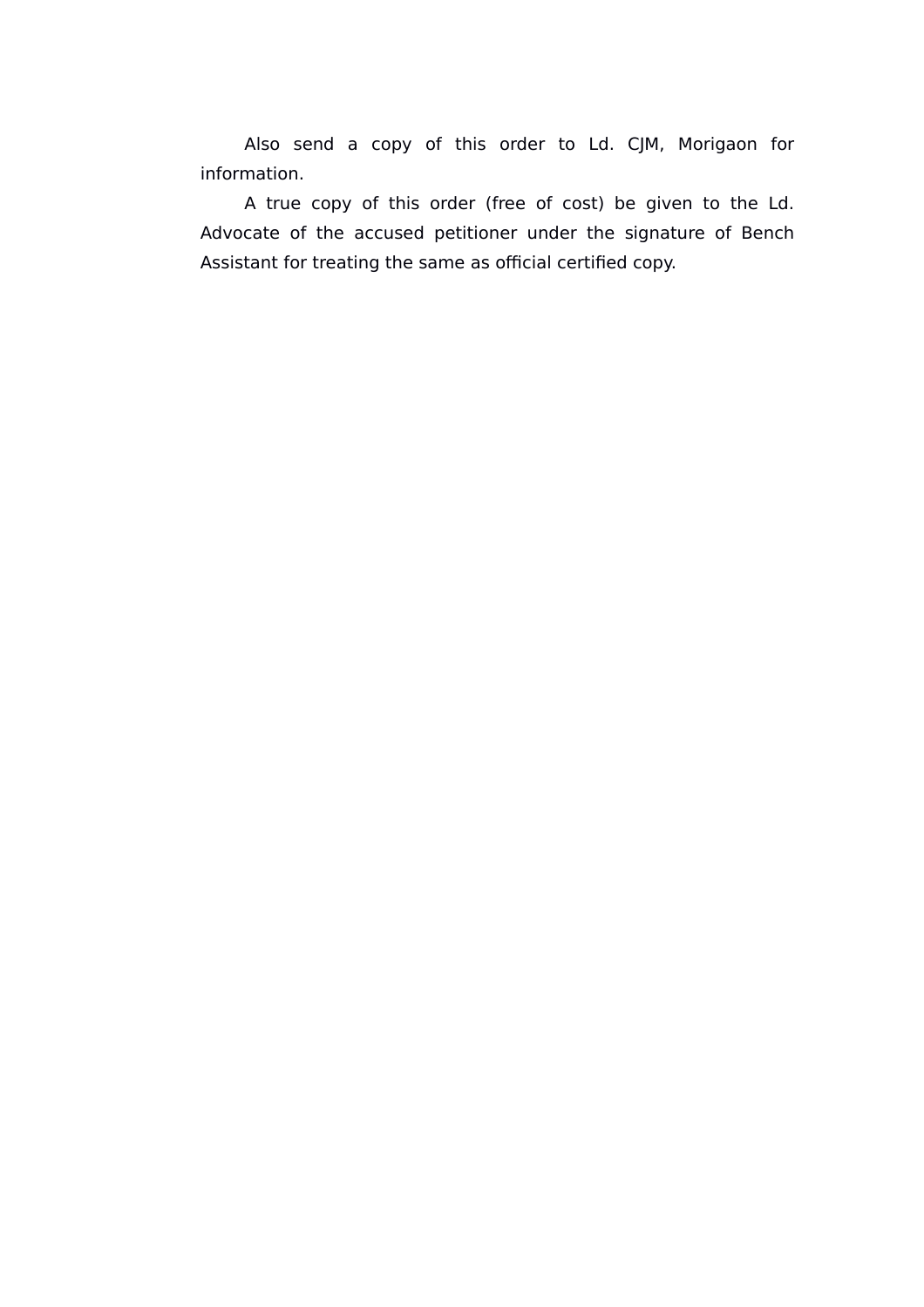Also send a copy of this order to Ld. CJM, Morigaon for information.

A true copy of this order (free of cost) be given to the Ld. Advocate of the accused petitioner under the signature of Bench Assistant for treating the same as official certified copy.